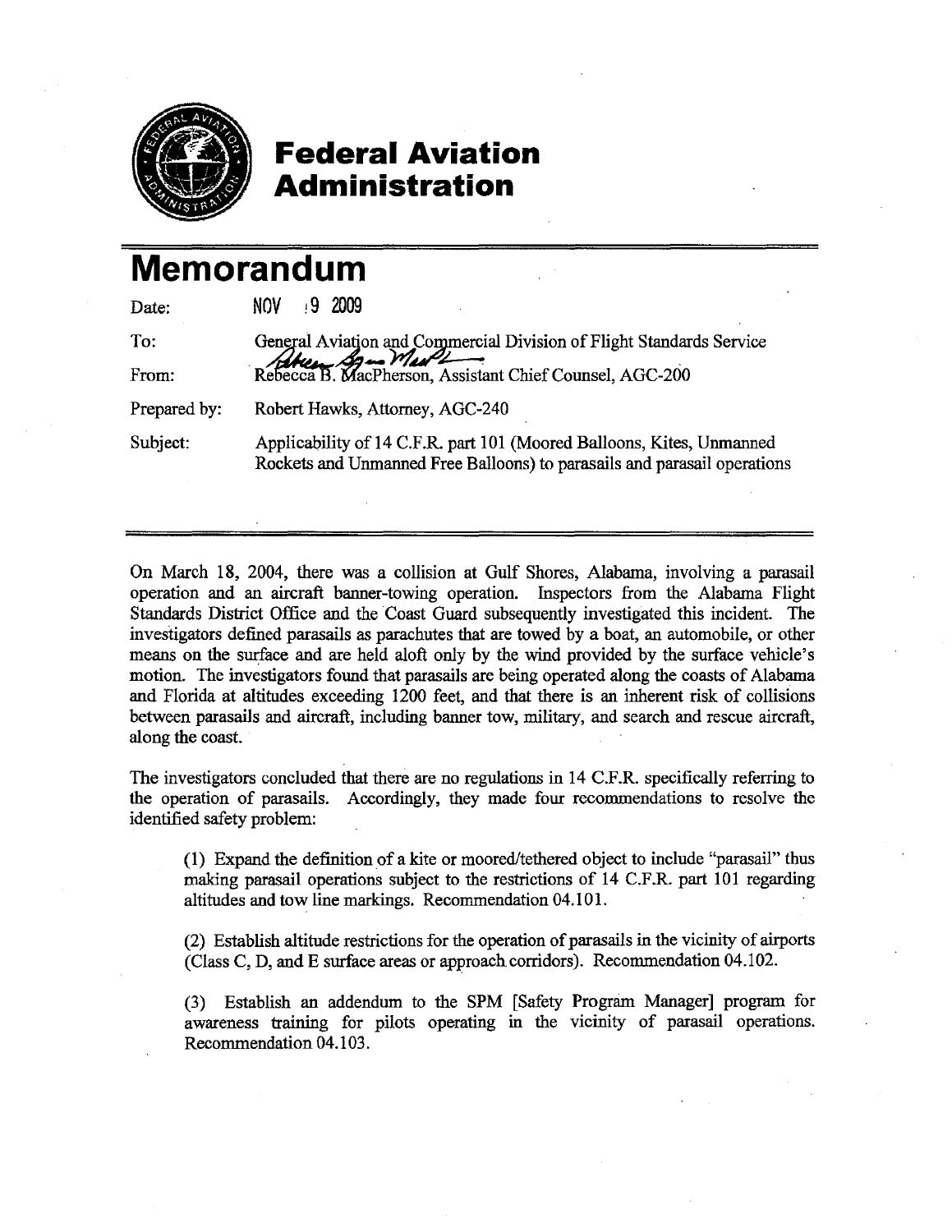# Federal Aviation Administration

# Memorandum

Date: NOV 9 2009

To: General Aviation and Commercial Division of Flight Standards Service

From: Rebecca B. MacPherson, Assistant Chief Counsel, AGC-200

Prepared by: Robert Hawks, Attorney, AGC-240

Subject: Applicability of 14 C.F.R. part 101 (Moored Balloons, Kites, Unmanned Rockets and Unmanned Free Balloons) to parasails and parasail operations

---

On March 18, 2004, there was a collision at Gulf Shores, Alabama, involving a parasail operation and an aircraft banner-towing operation. Inspectors from the Alabama Flight Standards District Office and the Coast Guard subsequently investigated this incident. The investigators defined parasails as parachutes that are towed by a boat, an automobile, or other means on the surface and are held aloft only by the wind provided by the surface vehicle's motion. The investigators found that parasails are being operated along the coasts of Alabama and Florida at altitudes exceeding 1200 feet, and that there is an inherent risk of collisions between parasails and aircraft, including banner tow, military, and search and rescue aircraft, along the coast.

The investigators concluded that there are no regulations in 14 C.F.R. specifically referring to the operation of parasails. Accordingly, they made four recommendations to resolve the identified safety problem:

> (1) Expand the definition of a kite or moored/tethered object to include "parasail" thus making parasail operations subject to the restrictions of 14 C.F.R. part 101 regarding altitudes and tow line markings. Recommendation 04.101.
>
> (2) Establish altitude restrictions for the operation of parasails in the vicinity of airports (Class C, D, and E surface areas or approach corridors). Recommendation 04.102.
>
> (3) Establish an addendum to the SPM [Safety Program Manager] program for awareness training for pilots operating in the vicinity of parasail operations. Recommendation 04.103.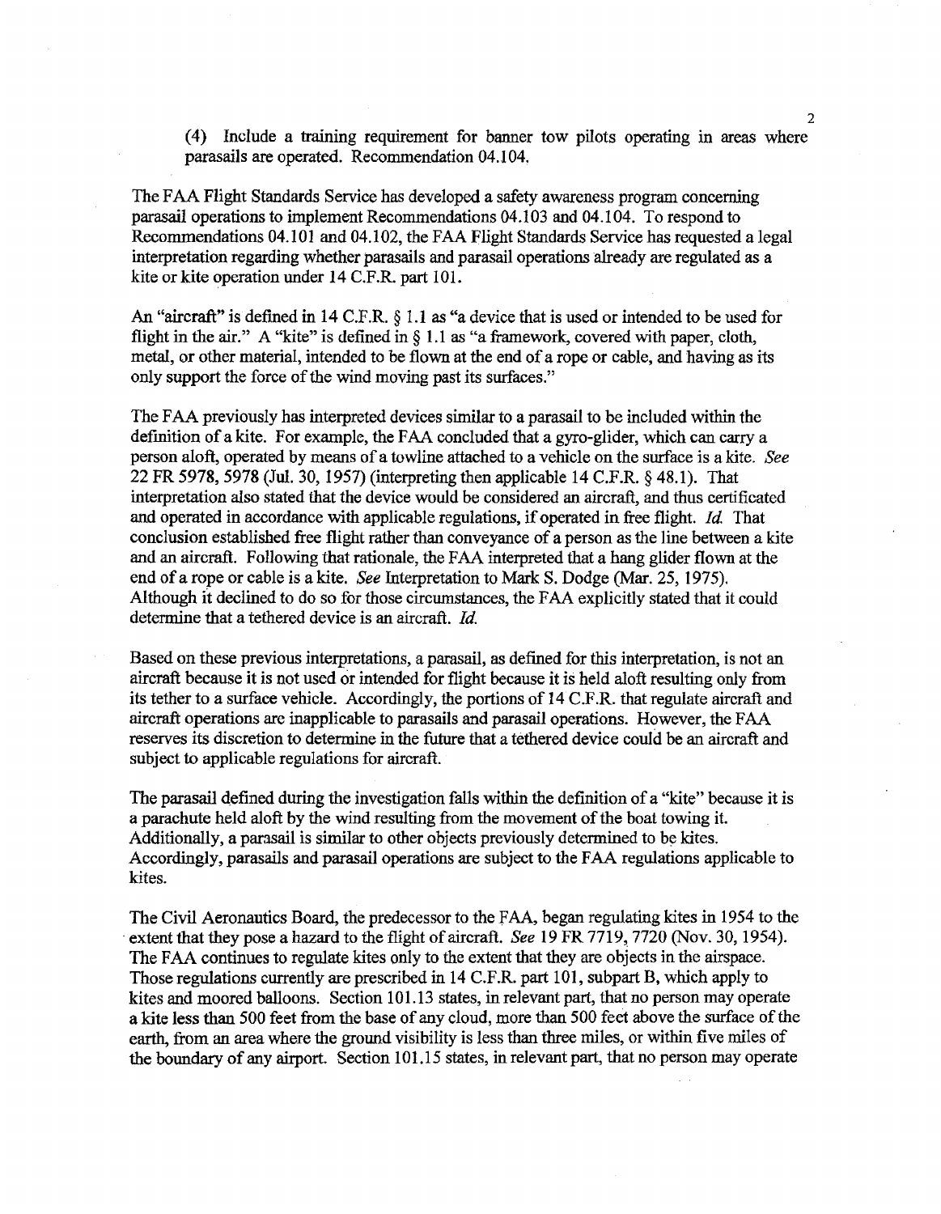(4) Include a training requirement for banner tow pilots operating in areas where parasails are operated. Recommendation 04.104.

The FAA Flight Standards Service has developed a safety awareness program concerning parasail operations to implement Recommendations 04.103 and 04.104. To respond to Recommendations 04.101 and 04.102, the FAA Flight Standards Service has requested a legal interpretation regarding whether parasails and parasail operations already are regulated as a kite or kite operation under 14 C.F.R. part 101.

An "aircraft" is defined in 14 C.F.R. § 1.1 as "a device that is used or intended to be used for flight in the air." A "kite" is defined in § 1.1 as "a framework, covered with paper, cloth, metal, or other material, intended to be flown at the end of a rope or cable, and having as its only support the force of the wind moving past its surfaces."

The FAA previously has interpreted devices similar to a parasail to be included within the definition of a kite. For example, the FAA concluded that a gyro-glider, which can carry a person aloft, operated by means of a towline attached to a vehicle on the surface is a kite. *See* 22 FR 5978, 5978 (Jul. 30, 1957) (interpreting then applicable 14 C.F.R. § 48.1). That interpretation also stated that the device would be considered an aircraft, and thus certificated and operated in accordance with applicable regulations, if operated in free flight. *Id.* That conclusion established free flight rather than conveyance of a person as the line between a kite and an aircraft. Following that rationale, the FAA interpreted that a hang glider flown at the end of a rope or cable is a kite. *See* Interpretation to Mark S. Dodge (Mar. 25, 1975). Although it declined to do so for those circumstances, the FAA explicitly stated that it could determine that a tethered device is an aircraft. *Id.*

Based on these previous interpretations, a parasail, as defined for this interpretation, is not an aircraft because it is not used or intended for flight because it is held aloft resulting only from its tether to a surface vehicle. Accordingly, the portions of 14 C.F.R. that regulate aircraft and aircraft operations are inapplicable to parasails and parasail operations. However, the FAA reserves its discretion to determine in the future that a tethered device could be an aircraft and subject to applicable regulations for aircraft.

The parasail defined during the investigation falls within the definition of a "kite" because it is a parachute held aloft by the wind resulting from the movement of the boat towing it. Additionally, a parasail is similar to other objects previously determined to be kites. Accordingly, parasails and parasail operations are subject to the FAA regulations applicable to kites.

The Civil Aeronautics Board, the predecessor to the FAA, began regulating kites in 1954 to the extent that they pose a hazard to the flight of aircraft. *See* 19 FR 7719, 7720 (Nov. 30, 1954). The FAA continues to regulate kites only to the extent that they are objects in the airspace. Those regulations currently are prescribed in 14 C.F.R. part 101, subpart B, which apply to kites and moored balloons. Section 101.13 states, in relevant part, that no person may operate a kite less than 500 feet from the base of any cloud, more than 500 feet above the surface of the earth, from an area where the ground visibility is less than three miles, or within five miles of the boundary of any airport. Section 101.15 states, in relevant part, that no person may operate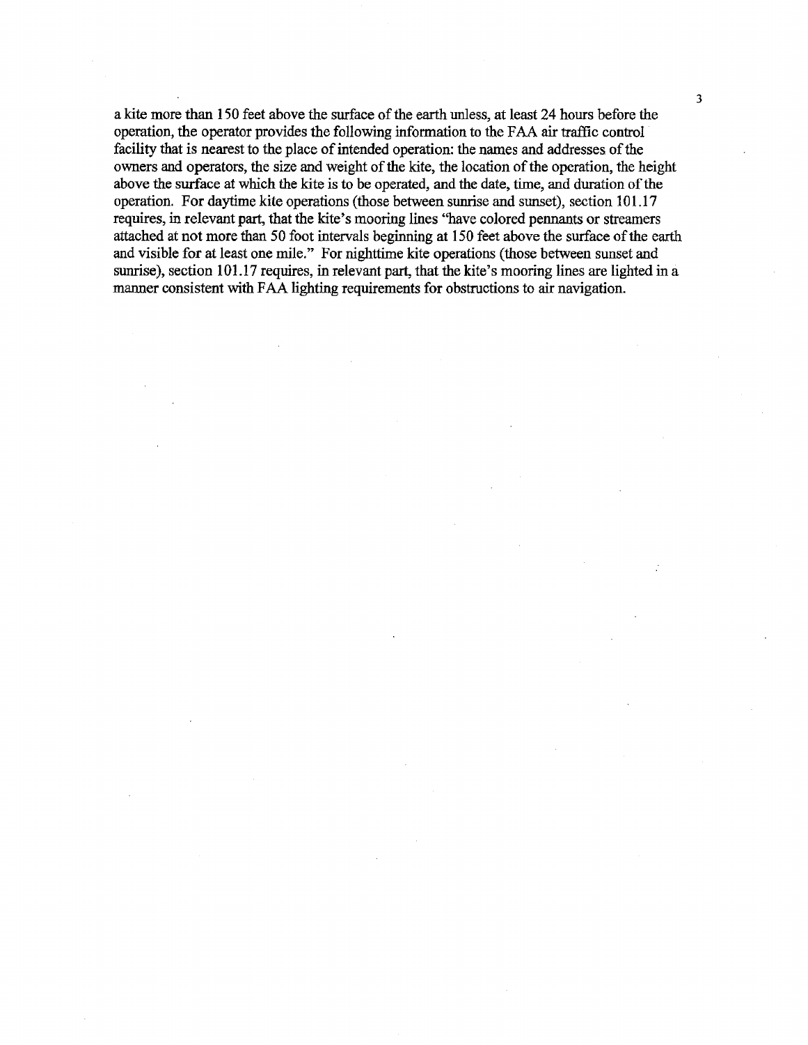a kite more than 150 feet above the surface of the earth unless, at least 24 hours before the operation, the operator provides the following information to the FAA air traffic control facility that is nearest to the place of intended operation: the names and addresses of the owners and operators, the size and weight of the kite, the location of the operation, the height above the surface at which the kite is to be operated, and the date, time, and duration of the operation. For daytime kite operations (those between sunrise and sunset), section 101.17 requires, in relevant part, that the kite's mooring lines "have colored pennants or streamers attached at not more than 50 foot intervals beginning at 150 feet above the surface of the earth and visible for at least one mile." For nighttime kite operations (those between sunset and sunrise), section 101.17 requires, in relevant part, that the kite's mooring lines are lighted in a manner consistent with FAA lighting requirements for obstructions to air navigation.